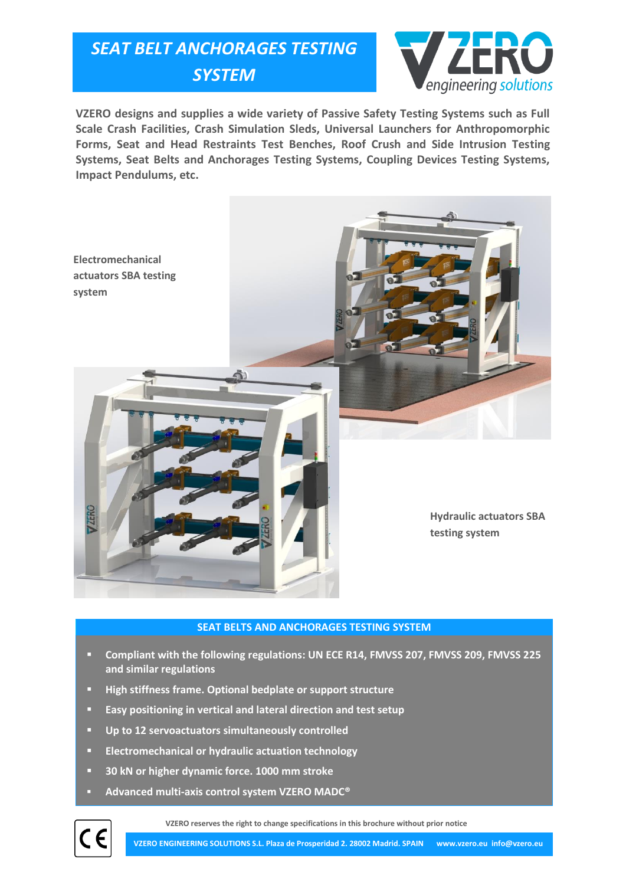# SEAT BELT ANCHORAGES TESTING SYSTEM

VZERO engineering solutions

**VZERO designs and supplies a wide variety of Passive Safety Testing Systems such as Full Scale Crash Facilities, Crash Simulation Sleds, Universal Launchers for Anthropomorphic Forms, Seat and Head Restraints Test Benches, Roof Crush and Side Intrusion Testing Systems, Seat Belts and Anchorages Testing Systems, Coupling Devices Testing Systems, Impact Pendulums, etc.**

**Electromechanical actuators SBA testing system**

**Hydraulic actuators SBA testing system**

## SEAT BELTS AND ANCHORAGES TESTING SYSTEM

- **Compliant with the following regulations: UN ECE R14, FMVSS 207, FMVSS 209, FMVSS 225 and similar regulations**
- **High stiffness frame. Optional bedplate or support structure**
- **Easy positioning in vertical and lateral direction and test setup**
- **Up to 12 servoactuators simultaneously controlled**
- **Electromechanical or hydraulic actuation technology**
- **30 kN or higher dynamic force. 1000 mm stroke**
- **Advanced multi-axis control system VZERO MADC®**

VZERO reserves the right to change specifications in this brochure without prior notice

VZERO ENGINEERING SOLUTIONS S.L. Plaza de Prosperidad 2. 28002 Madrid. SPAIN www.vzero.eu info@vzero.eu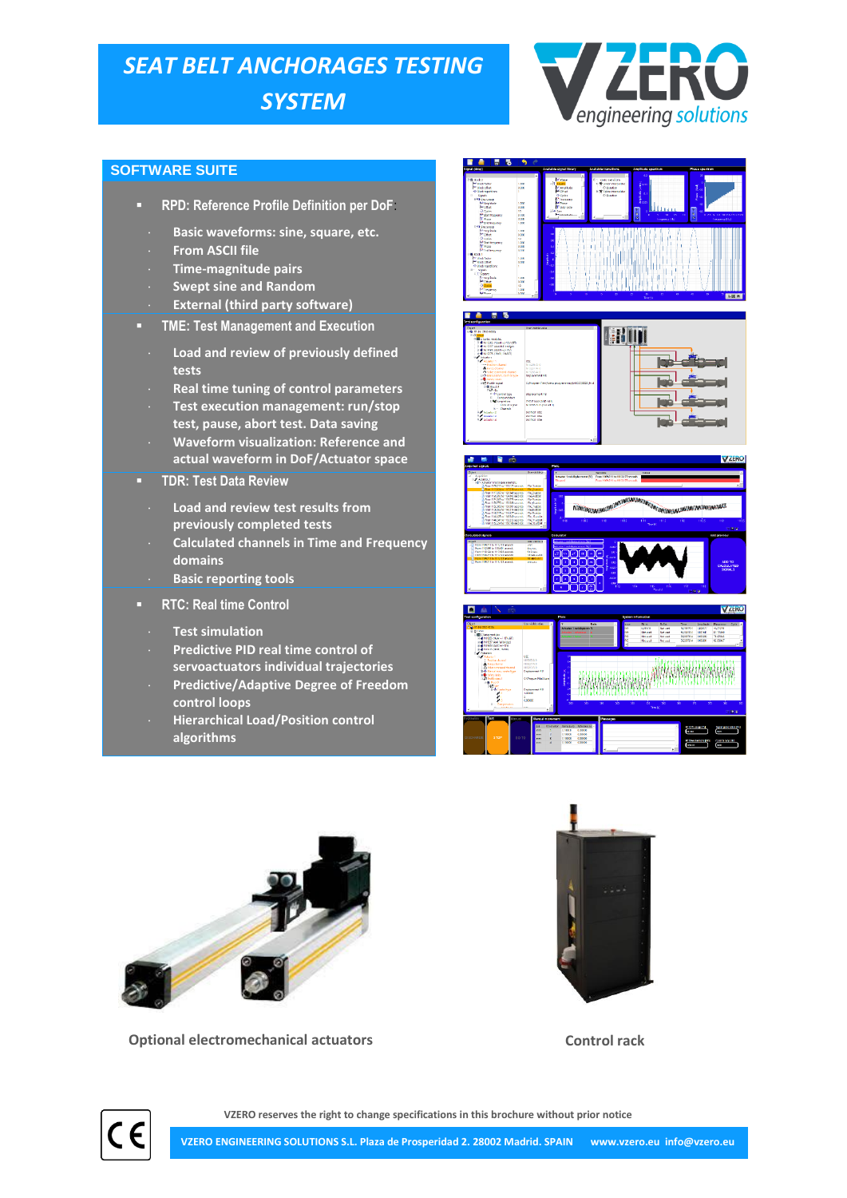# SEAT BELT ANCHORAGES TESTING SYSTEM

VZERO engineering solutions

## SOFTWARE SUITE

- **RPD: Reference Profile Definition per DoF:**
  - Basic waveforms: sine, square, etc.
  - From ASCII file
  - Time-magnitude pairs
  - Swept sine and Random
  - External (third party software)
- **TME: Test Management and Execution**
  - Load and review of previously defined tests
  - Real time tuning of control parameters
  - Test execution management: run/stop test, pause, abort test. Data saving
  - Waveform visualization: Reference and actual waveform in DoF/Actuator space
- **TDR: Test Data Review**
  - Load and review test results from previously completed tests
  - Calculated channels in Time and Frequency domains
  - Basic reporting tools
- **RTC: Real time Control**
  - Test simulation
  - Predictive PID real time control of servoactuators individual trajectories
  - Predictive/Adaptive Degree of Freedom control loops
  - Hierarchical Load/Position control algorithms

Optional electromechanical actuators

Control rack

VZERO reserves the right to change specifications in this brochure without prior notice

VZERO ENGINEERING SOLUTIONS S.L. Plaza de Prosperidad 2. 28002 Madrid. SPAIN www.vzero.eu info@vzero.eu